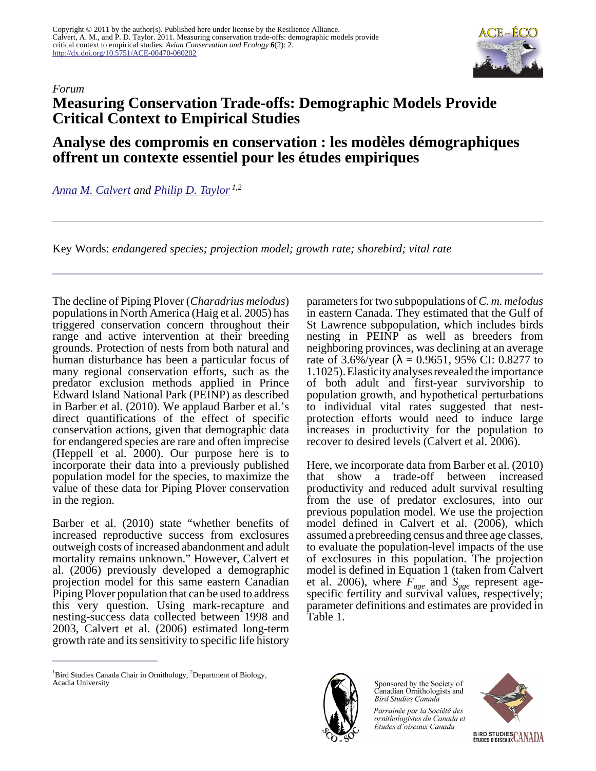Copyright © 2011 by the author(s). Published here under license by the Resilience Alliance.
Calvert, A. M., and P. D. Taylor. 2011. Measuring conservation trade-offs: demographic models provide critical context to empirical studies. *Avian Conservation and Ecology* **6**(2): 2.
http://dx.doi.org/10.5751/ACE-00470-060202

*Forum*

# Measuring Conservation Trade-offs: Demographic Models Provide Critical Context to Empirical Studies

# Analyse des compromis en conservation : les modèles démographiques offrent un contexte essentiel pour les études empiriques

*Anna M. Calvert* and *Philip D. Taylor* [1,2]

Key Words: *endangered species; projection model; growth rate; shorebird; vital rate*

The decline of Piping Plover (*Charadrius melodus*) populations in North America (Haig et al. 2005) has triggered conservation concern throughout their range and active intervention at their breeding grounds. Protection of nests from both natural and human disturbance has been a particular focus of many regional conservation efforts, such as the predator exclusion methods applied in Prince Edward Island National Park (PEINP) as described in Barber et al. (2010). We applaud Barber et al.'s direct quantifications of the effect of specific conservation actions, given that demographic data for endangered species are rare and often imprecise (Heppell et al. 2000). Our purpose here is to incorporate their data into a previously published population model for the species, to maximize the value of these data for Piping Plover conservation in the region.

Barber et al. (2010) state "whether benefits of increased reproductive success from exclosures outweigh costs of increased abandonment and adult mortality remains unknown." However, Calvert et al. (2006) previously developed a demographic projection model for this same eastern Canadian Piping Plover population that can be used to address this very question. Using mark-recapture and nesting-success data collected between 1998 and 2003, Calvert et al. (2006) estimated long-term growth rate and its sensitivity to specific life history parameters for two subpopulations of *C. m. melodus* in eastern Canada. They estimated that the Gulf of St Lawrence subpopulation, which includes birds nesting in PEINP as well as breeders from neighboring provinces, was declining at an average rate of 3.6%/year ($\lambda = 0.9651$, 95% CI: 0.8277 to 1.1025). Elasticity analyses revealed the importance of both adult and first-year survivorship to population growth, and hypothetical perturbations to individual vital rates suggested that nest-protection efforts would need to induce large increases in productivity for the population to recover to desired levels (Calvert et al. 2006).

Here, we incorporate data from Barber et al. (2010) that show a trade-off between increased productivity and reduced adult survival resulting from the use of predator exclosures, into our previous population model. We use the projection model defined in Calvert et al. (2006), which assumed a prebreeding census and three age classes, to evaluate the population-level impacts of the use of exclosures in this population. The projection model is defined in Equation 1 (taken from Calvert et al. 2006), where $F_{age}$ and $S_{age}$ represent age-specific fertility and survival values, respectively; parameter definitions and estimates are provided in Table 1.

[1] Bird Studies Canada Chair in Ornithology, [2] Department of Biology, Acadia University

Sponsored by the Society of Canadian Ornithologists and Bird Studies Canada

*Parrainée par la Société des ornithologistes du Canada et Études d'oiseaux Canada*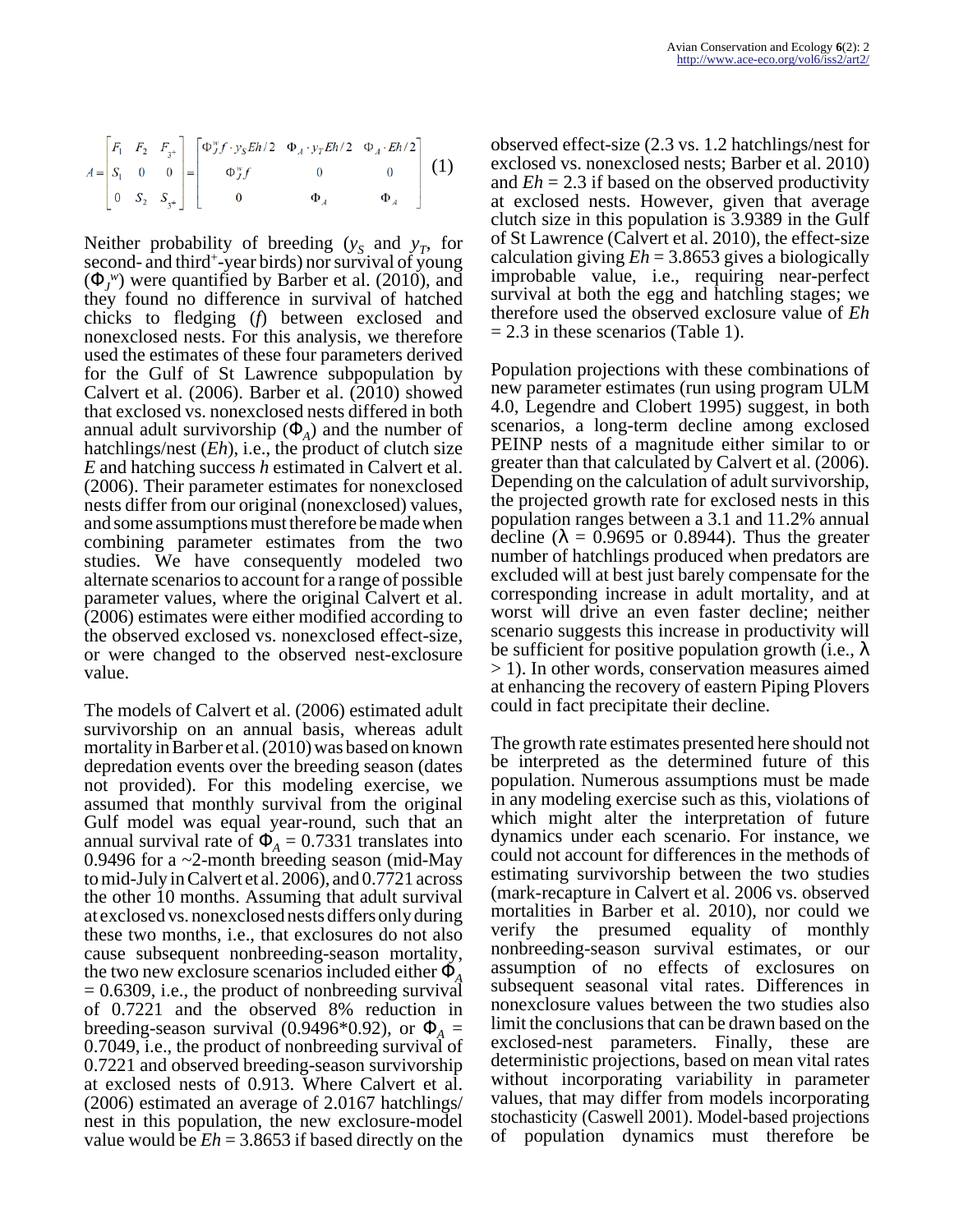$$A = \begin{bmatrix} F_1 & F_2 & F_{3^+} \\ S_1 & 0 & 0 \\ 0 & S_2 & S_{3^+} \end{bmatrix} = \begin{bmatrix} \Phi_J^w f \cdot y_S Eh/2 & \Phi_A \cdot y_T Eh/2 & \Phi_A \cdot Eh/2 \\ \Phi_J^w f & 0 & 0 \\ 0 & \Phi_A & \Phi_A \end{bmatrix} \quad (1)$$

Neither probability of breeding ($y_S$ and $y_T$, for second- and third$^+$-year birds) nor survival of young ($\Phi_J{}^w$) were quantified by Barber et al. (2010), and they found no difference in survival of hatched chicks to fledging ($f$) between exclosed and nonexclosed nests. For this analysis, we therefore used the estimates of these four parameters derived for the Gulf of St Lawrence subpopulation by Calvert et al. (2006). Barber et al. (2010) showed that exclosed vs. nonexclosed nests differed in both annual adult survivorship ($\Phi_A$) and the number of hatchlings/nest ($Eh$), i.e., the product of clutch size $E$ and hatching success $h$ estimated in Calvert et al. (2006). Their parameter estimates for nonexclosed nests differ from our original (nonexclosed) values, and some assumptions must therefore be made when combining parameter estimates from the two studies. We have consequently modeled two alternate scenarios to account for a range of possible parameter values, where the original Calvert et al. (2006) estimates were either modified according to the observed exclosed vs. nonexclosed effect-size, or were changed to the observed nest-exclosure value.

The models of Calvert et al. (2006) estimated adult survivorship on an annual basis, whereas adult mortality in Barber et al. (2010) was based on known depredation events over the breeding season (dates not provided). For this modeling exercise, we assumed that monthly survival from the original Gulf model was equal year-round, such that an annual survival rate of $\Phi_A = 0.7331$ translates into 0.9496 for a ~2-month breeding season (mid-May to mid-July in Calvert et al. 2006), and 0.7721 across the other 10 months. Assuming that adult survival at exclosed vs. nonexclosed nests differs only during these two months, i.e., that exclosures do not also cause subsequent nonbreeding-season mortality, the two new exclosure scenarios included either $\Phi_A = 0.6309$, i.e., the product of nonbreeding survival of 0.7221 and the observed 8% reduction in breeding-season survival (0.9496*0.92), or $\Phi_A = 0.7049$, i.e., the product of nonbreeding survival of 0.7221 and observed breeding-season survivorship at exclosed nests of 0.913. Where Calvert et al. (2006) estimated an average of 2.0167 hatchlings/nest in this population, the new exclosure-model value would be $Eh = 3.8653$ if based directly on the observed effect-size (2.3 vs. 1.2 hatchlings/nest for exclosed vs. nonexclosed nests; Barber et al. 2010) and $Eh = 2.3$ if based on the observed productivity at exclosed nests. However, given that average clutch size in this population is 3.9389 in the Gulf of St Lawrence (Calvert et al. 2010), the effect-size calculation giving $Eh = 3.8653$ gives a biologically improbable value, i.e., requiring near-perfect survival at both the egg and hatchling stages; we therefore used the observed exclosure value of $Eh = 2.3$ in these scenarios (Table 1).

Population projections with these combinations of new parameter estimates (run using program ULM 4.0, Legendre and Clobert 1995) suggest, in both scenarios, a long-term decline among exclosed PEINP nests of a magnitude either similar to or greater than that calculated by Calvert et al. (2006). Depending on the calculation of adult survivorship, the projected growth rate for exclosed nests in this population ranges between a 3.1 and 11.2% annual decline ($\lambda = 0.9695$ or 0.8944). Thus the greater number of hatchlings produced when predators are excluded will at best just barely compensate for the corresponding increase in adult mortality, and at worst will drive an even faster decline; neither scenario suggests this increase in productivity will be sufficient for positive population growth (i.e., $\lambda > 1$). In other words, conservation measures aimed at enhancing the recovery of eastern Piping Plovers could in fact precipitate their decline.

The growth rate estimates presented here should not be interpreted as the determined future of this population. Numerous assumptions must be made in any modeling exercise such as this, violations of which might alter the interpretation of future dynamics under each scenario. For instance, we could not account for differences in the methods of estimating survivorship between the two studies (mark-recapture in Calvert et al. 2006 vs. observed mortalities in Barber et al. 2010), nor could we verify the presumed equality of monthly nonbreeding-season survival estimates, or our assumption of no effects of exclosures on subsequent seasonal vital rates. Differences in nonexclosure values between the two studies also limit the conclusions that can be drawn based on the exclosed-nest parameters. Finally, these are deterministic projections, based on mean vital rates without incorporating variability in parameter values, that may differ from models incorporating stochasticity (Caswell 2001). Model-based projections of population dynamics must therefore be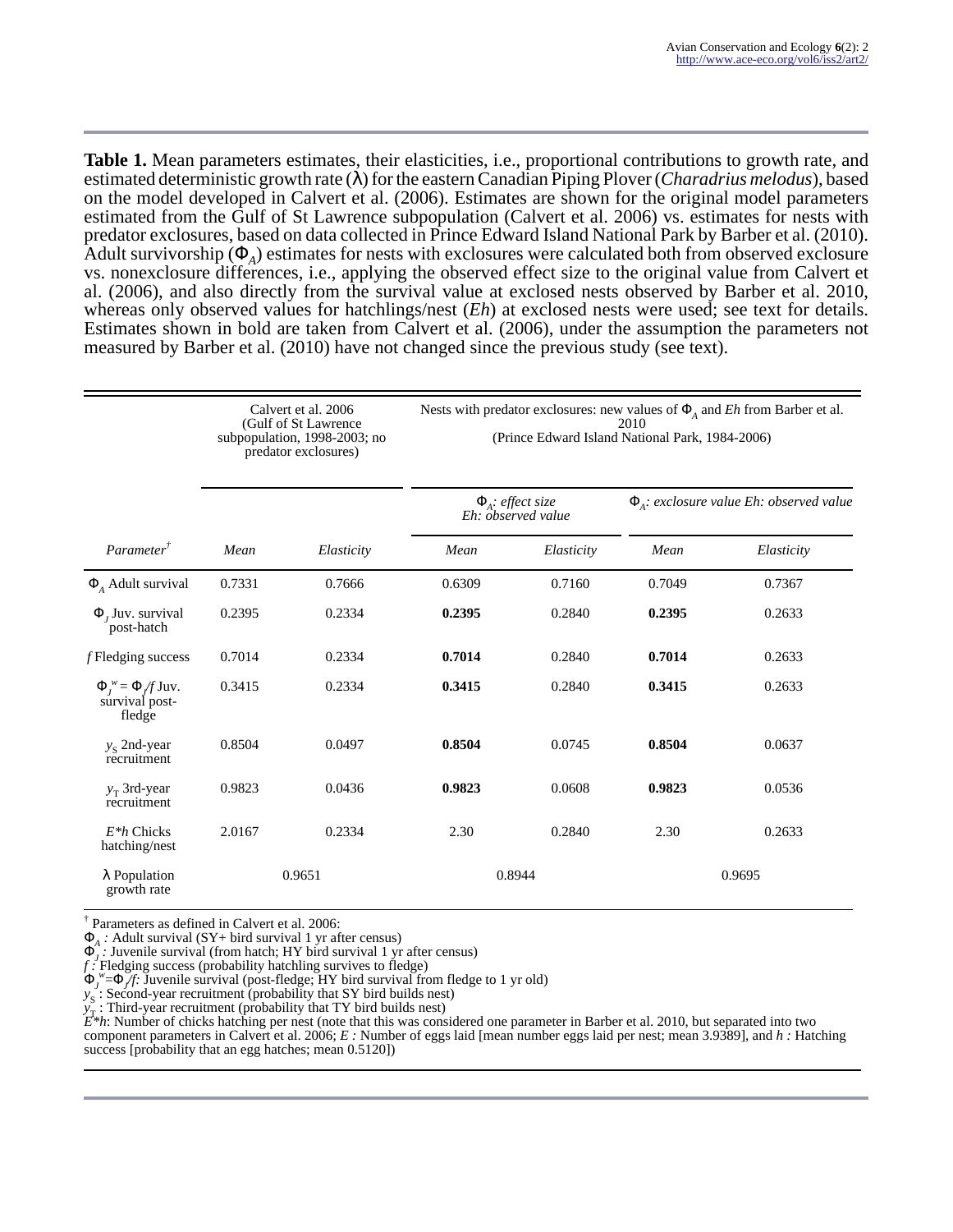**Table 1.** Mean parameters estimates, their elasticities, i.e., proportional contributions to growth rate, and estimated deterministic growth rate (λ) for the eastern Canadian Piping Plover (*Charadrius melodus*), based on the model developed in Calvert et al. (2006). Estimates are shown for the original model parameters estimated from the Gulf of St Lawrence subpopulation (Calvert et al. 2006) vs. estimates for nests with predator exclosures, based on data collected in Prince Edward Island National Park by Barber et al. (2010). Adult survivorship ($\Phi_A$) estimates for nests with exclosures were calculated both from observed exclosure vs. nonexclosure differences, i.e., applying the observed effect size to the original value from Calvert et al. (2006), and also directly from the survival value at exclosed nests observed by Barber et al. 2010, whereas only observed values for hatchlings/nest (*Eh*) at exclosed nests were used; see text for details. Estimates shown in bold are taken from Calvert et al. (2006), under the assumption the parameters not measured by Barber et al. (2010) have not changed since the previous study (see text).

| | Calvert et al. 2006 (Gulf of St Lawrence subpopulation, 1998-2003; no predator exclosures) | | Nests with predator exclosures: new values of $\Phi_A$ and *Eh* from Barber et al. 2010 (Prince Edward Island National Park, 1984-2006) | | | |
|---|---|---|---|---|---|---|
| | | | *$\Phi_A$: effect size Eh: observed value* | | *$\Phi_A$: exclosure value Eh: observed value* | |
| *Parameter*[†] | *Mean* | *Elasticity* | *Mean* | *Elasticity* | *Mean* | *Elasticity* |
| $\Phi_A$ Adult survival | 0.7331 | 0.7666 | 0.6309 | 0.7160 | 0.7049 | 0.7367 |
| $\Phi_J$ Juv. survival post-hatch | 0.2395 | 0.2334 | **0.2395** | 0.2840 | **0.2395** | 0.2633 |
| *f* Fledging success | 0.7014 | 0.2334 | **0.7014** | 0.2840 | **0.7014** | 0.2633 |
| $\Phi_J^w = \Phi_J/f$ Juv. survival post-fledge | 0.3415 | 0.2334 | **0.3415** | 0.2840 | **0.3415** | 0.2633 |
| $y_S$ 2nd-year recruitment | 0.8504 | 0.0497 | **0.8504** | 0.0745 | **0.8504** | 0.0637 |
| $y_T$ 3rd-year recruitment | 0.9823 | 0.0436 | **0.9823** | 0.0608 | **0.9823** | 0.0536 |
| *E\*h* Chicks hatching/nest | 2.0167 | 0.2334 | 2.30 | 0.2840 | 2.30 | 0.2633 |
| λ Population growth rate | 0.9651 | | 0.8944 | | 0.9695 | |

[†] Parameters as defined in Calvert et al. 2006:
$\Phi_A$ *:* Adult survival (SY+ bird survival 1 yr after census)
$\Phi_J$ *:* Juvenile survival (from hatch; HY bird survival 1 yr after census)
*f :* Fledging success (probability hatchling survives to fledge)
$\Phi_J^w = \Phi_J/f$: Juvenile survival (post-fledge; HY bird survival from fledge to 1 yr old)
$y_S$ : Second-year recruitment (probability that SY bird builds nest)
$y_T$ : Third-year recruitment (probability that TY bird builds nest)
*E\*h*: Number of chicks hatching per nest (note that this was considered one parameter in Barber et al. 2010, but separated into two component parameters in Calvert et al. 2006; *E :* Number of eggs laid [mean number eggs laid per nest; mean 3.9389], and *h :* Hatching success [probability that an egg hatches; mean 0.5120])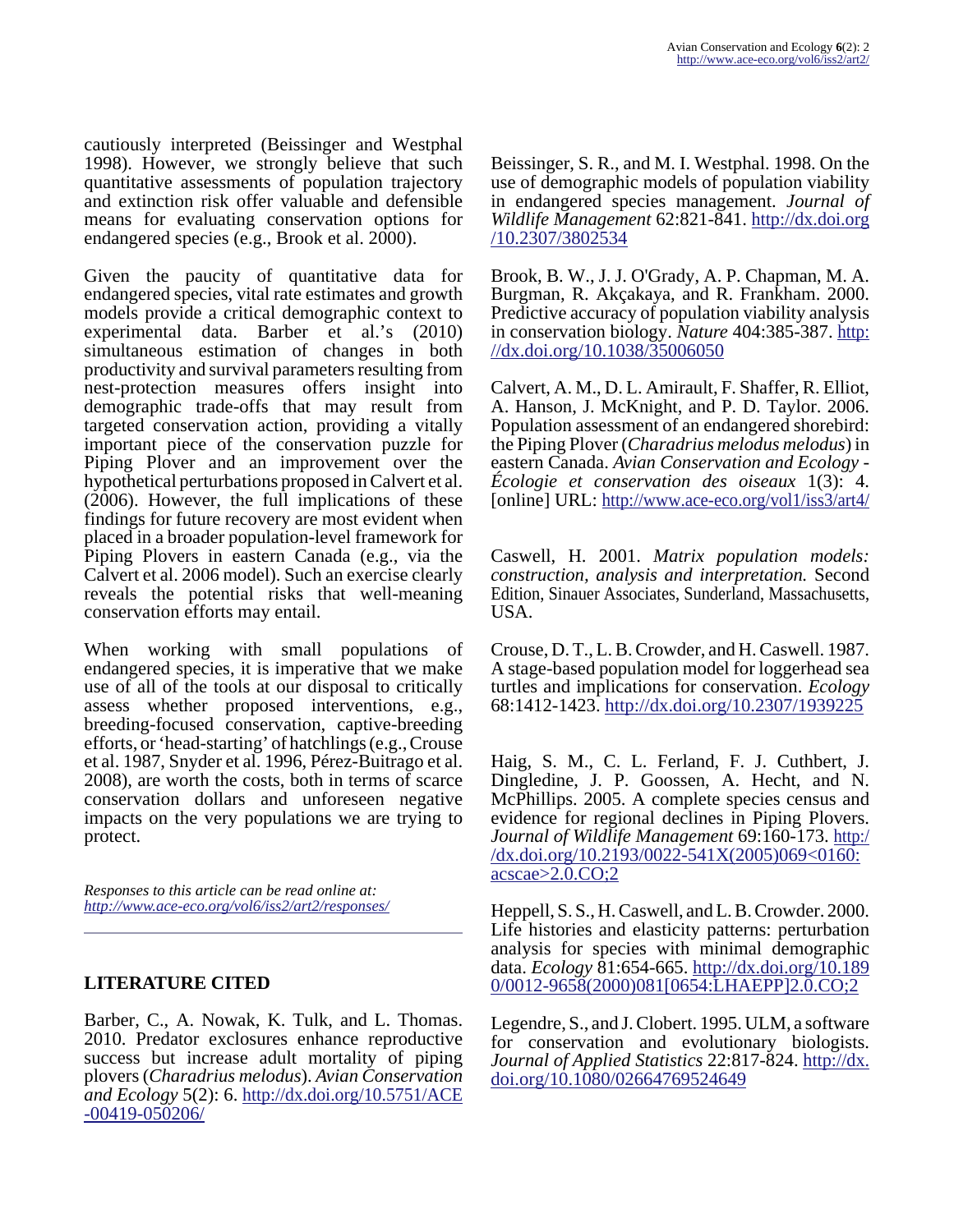cautiously interpreted (Beissinger and Westphal 1998). However, we strongly believe that such quantitative assessments of population trajectory and extinction risk offer valuable and defensible means for evaluating conservation options for endangered species (e.g., Brook et al. 2000).

Given the paucity of quantitative data for endangered species, vital rate estimates and growth models provide a critical demographic context to experimental data. Barber et al.'s (2010) simultaneous estimation of changes in both productivity and survival parameters resulting from nest-protection measures offers insight into demographic trade-offs that may result from targeted conservation action, providing a vitally important piece of the conservation puzzle for Piping Plover and an improvement over the hypothetical perturbations proposed in Calvert et al. (2006). However, the full implications of these findings for future recovery are most evident when placed in a broader population-level framework for Piping Plovers in eastern Canada (e.g., via the Calvert et al. 2006 model). Such an exercise clearly reveals the potential risks that well-meaning conservation efforts may entail.

When working with small populations of endangered species, it is imperative that we make use of all of the tools at our disposal to critically assess whether proposed interventions, e.g., breeding-focused conservation, captive-breeding efforts, or 'head-starting' of hatchlings (e.g., Crouse et al. 1987, Snyder et al. 1996, Pérez-Buitrago et al. 2008), are worth the costs, both in terms of scarce conservation dollars and unforeseen negative impacts on the very populations we are trying to protect.

*Responses to this article can be read online at:*
*http://www.ace-eco.org/vol6/iss2/art2/responses/*

## LITERATURE CITED

Barber, C., A. Nowak, K. Tulk, and L. Thomas. 2010. Predator exclosures enhance reproductive success but increase adult mortality of piping plovers (*Charadrius melodus*). *Avian Conservation and Ecology* 5(2): 6. http://dx.doi.org/10.5751/ACE-00419-050206/

Beissinger, S. R., and M. I. Westphal. 1998. On the use of demographic models of population viability in endangered species management. *Journal of Wildlife Management* 62:821-841. http://dx.doi.org/10.2307/3802534

Brook, B. W., J. J. O'Grady, A. P. Chapman, M. A. Burgman, R. Akçakaya, and R. Frankham. 2000. Predictive accuracy of population viability analysis in conservation biology. *Nature* 404:385-387. http://dx.doi.org/10.1038/35006050

Calvert, A. M., D. L. Amirault, F. Shaffer, R. Elliot, A. Hanson, J. McKnight, and P. D. Taylor. 2006. Population assessment of an endangered shorebird: the Piping Plover (*Charadrius melodus melodus*) in eastern Canada. *Avian Conservation and Ecology - Écologie et conservation des oiseaux* 1(3): 4. [online] URL: http://www.ace-eco.org/vol1/iss3/art4/

Caswell, H. 2001. *Matrix population models: construction, analysis and interpretation.* Second Edition, Sinauer Associates, Sunderland, Massachusetts, USA.

Crouse, D. T., L. B. Crowder, and H. Caswell. 1987. A stage-based population model for loggerhead sea turtles and implications for conservation. *Ecology* 68:1412-1423. http://dx.doi.org/10.2307/1939225

Haig, S. M., C. L. Ferland, F. J. Cuthbert, J. Dingledine, J. P. Goossen, A. Hecht, and N. McPhillips. 2005. A complete species census and evidence for regional declines in Piping Plovers. *Journal of Wildlife Management* 69:160-173. http://dx.doi.org/10.2193/0022-541X(2005)069<0160:acscae>2.0.CO;2

Heppell, S. S., H. Caswell, and L. B. Crowder. 2000. Life histories and elasticity patterns: perturbation analysis for species with minimal demographic data. *Ecology* 81:654-665. http://dx.doi.org/10.1890/0012-9658(2000)081[0654:LHAEPP]2.0.CO;2

Legendre, S., and J. Clobert. 1995. ULM, a software for conservation and evolutionary biologists. *Journal of Applied Statistics* 22:817-824. http://dx.doi.org/10.1080/02664769524649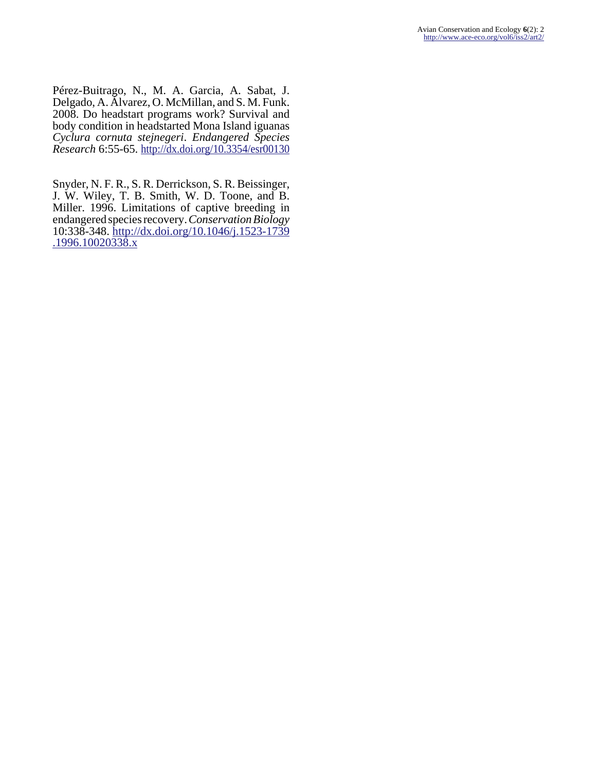Pérez-Buitrago, N., M. A. Garcia, A. Sabat, J. Delgado, A. Álvarez, O. McMillan, and S. M. Funk. 2008. Do headstart programs work? Survival and body condition in headstarted Mona Island iguanas *Cyclura cornuta stejnegeri*. *Endangered Species Research* 6:55-65. http://dx.doi.org/10.3354/esr00130

Snyder, N. F. R., S. R. Derrickson, S. R. Beissinger, J. W. Wiley, T. B. Smith, W. D. Toone, and B. Miller. 1996. Limitations of captive breeding in endangered species recovery. *Conservation Biology* 10:338-348. http://dx.doi.org/10.1046/j.1523-1739.1996.10020338.x